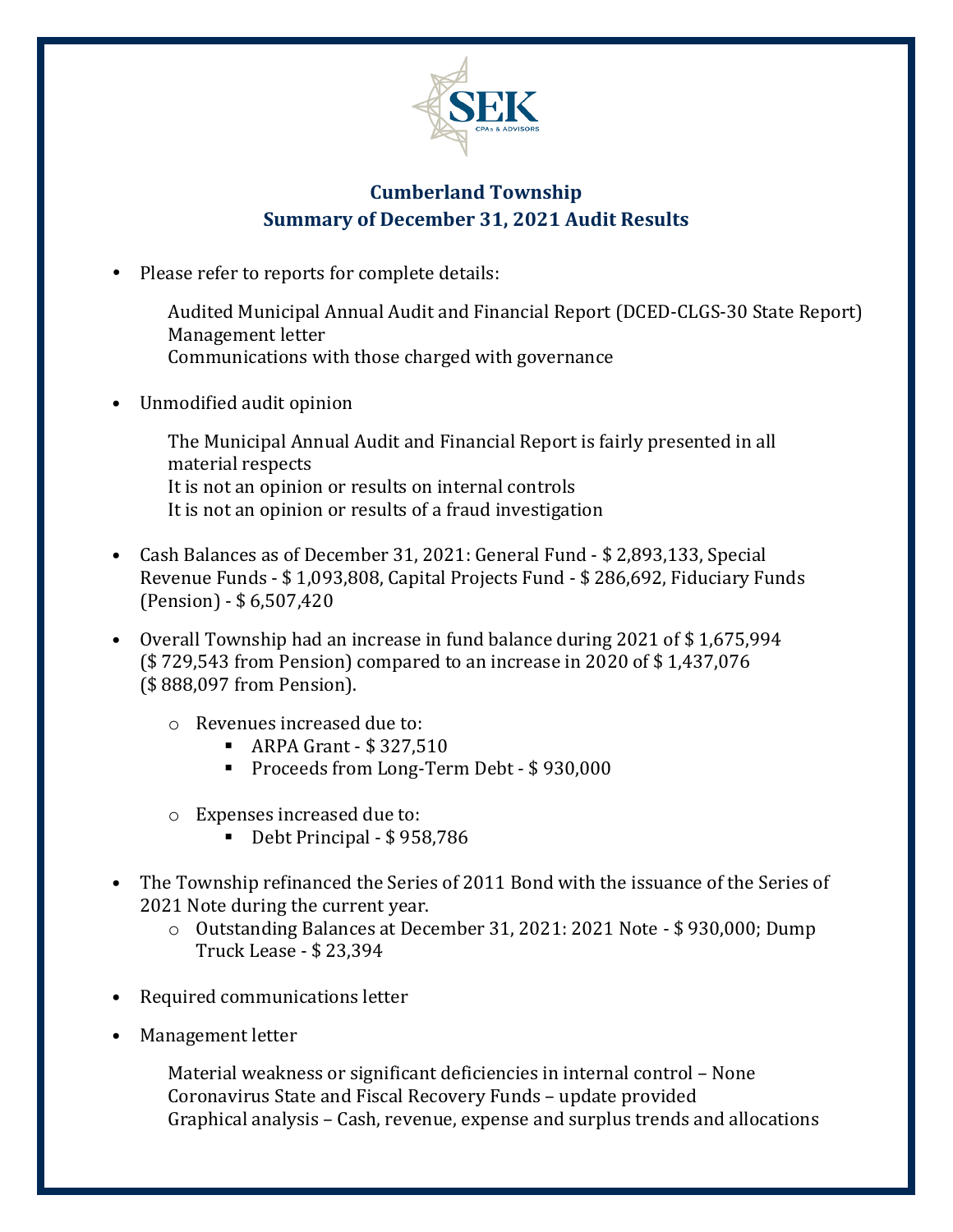SEK
CPAs & ADVISORS

## Cumberland Township
## Summary of December 31, 2021 Audit Results

- Please refer to reports for complete details:

  Audited Municipal Annual Audit and Financial Report (DCED-CLGS-30 State Report)
  Management letter
  Communications with those charged with governance

- Unmodified audit opinion

  The Municipal Annual Audit and Financial Report is fairly presented in all material respects
  It is not an opinion or results on internal controls
  It is not an opinion or results of a fraud investigation

- Cash Balances as of December 31, 2021: General Fund - $ 2,893,133, Special Revenue Funds - $ 1,093,808, Capital Projects Fund - $ 286,692, Fiduciary Funds (Pension) - $ 6,507,420

- Overall Township had an increase in fund balance during 2021 of $ 1,675,994 ($ 729,543 from Pension) compared to an increase in 2020 of $ 1,437,076 ($ 888,097 from Pension).

  - Revenues increased due to:
    - ARPA Grant - $ 327,510
    - Proceeds from Long-Term Debt - $ 930,000

  - Expenses increased due to:
    - Debt Principal - $ 958,786

- The Township refinanced the Series of 2011 Bond with the issuance of the Series of 2021 Note during the current year.
  - Outstanding Balances at December 31, 2021: 2021 Note - $ 930,000; Dump Truck Lease - $ 23,394

- Required communications letter

- Management letter

  Material weakness or significant deficiencies in internal control – None
  Coronavirus State and Fiscal Recovery Funds – update provided
  Graphical analysis – Cash, revenue, expense and surplus trends and allocations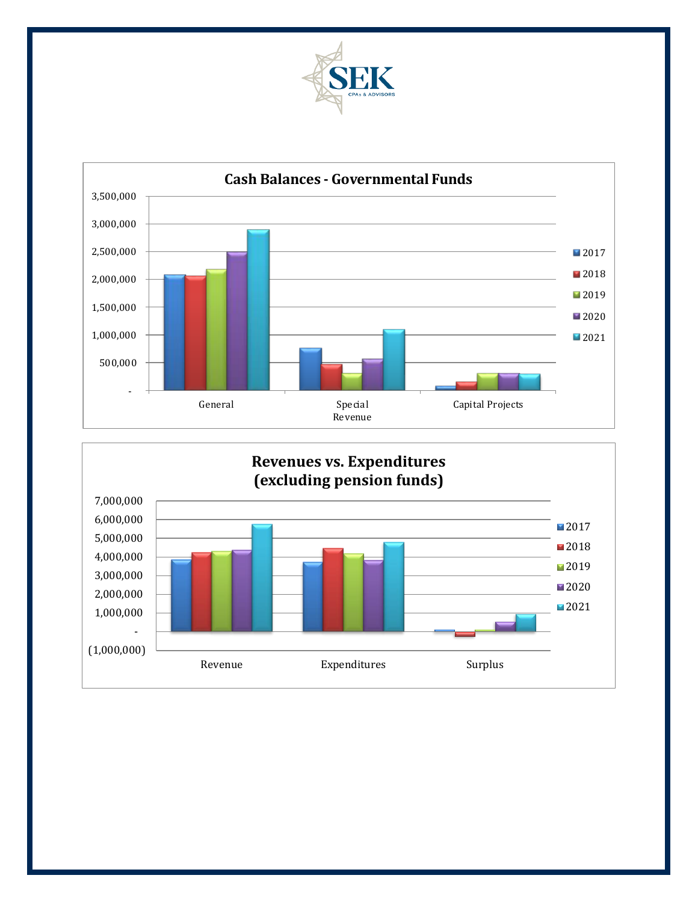## Cash Balances - Governmental Funds

3,500,000
3,000,000
2,500,000
2,000,000
1,500,000
1,000,000
500,000
-

General | Special Revenue | Capital Projects

2017 | 2018 | 2019 | 2020 | 2021

## Revenues vs. Expenditures (excluding pension funds)

7,000,000
6,000,000
5,000,000
4,000,000
3,000,000
2,000,000
1,000,000
-
(1,000,000)

Revenue | Expenditures | Surplus

2017 | 2018 | 2019 | 2020 | 2021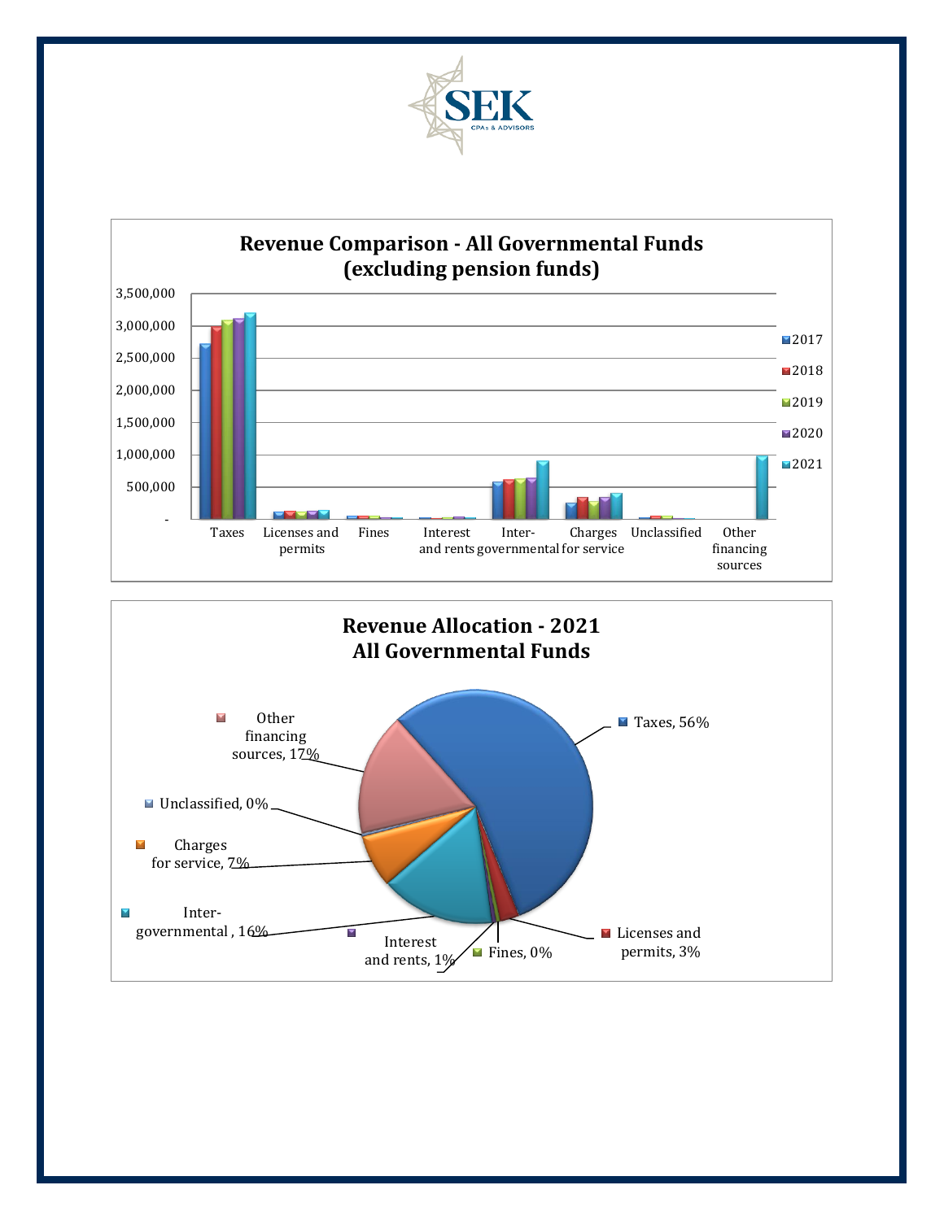## Revenue Comparison - All Governmental Funds (excluding pension funds)

3,500,000
3,000,000
2,500,000
2,000,000
1,500,000
1,000,000
500,000
-

Taxes | Licenses and permits | Fines | Interest and rents | Inter-governmental | Charges for service | Unclassified | Other financing sources

2017
2018
2019
2020
2021

## Revenue Allocation - 2021 All Governmental Funds

- Taxes, 56%
- Licenses and permits, 3%
- Fines, 0%
- Interest and rents, 1%
- Inter-governmental , 16%
- Charges for service, 7%
- Unclassified, 0%
- Other financing sources, 17%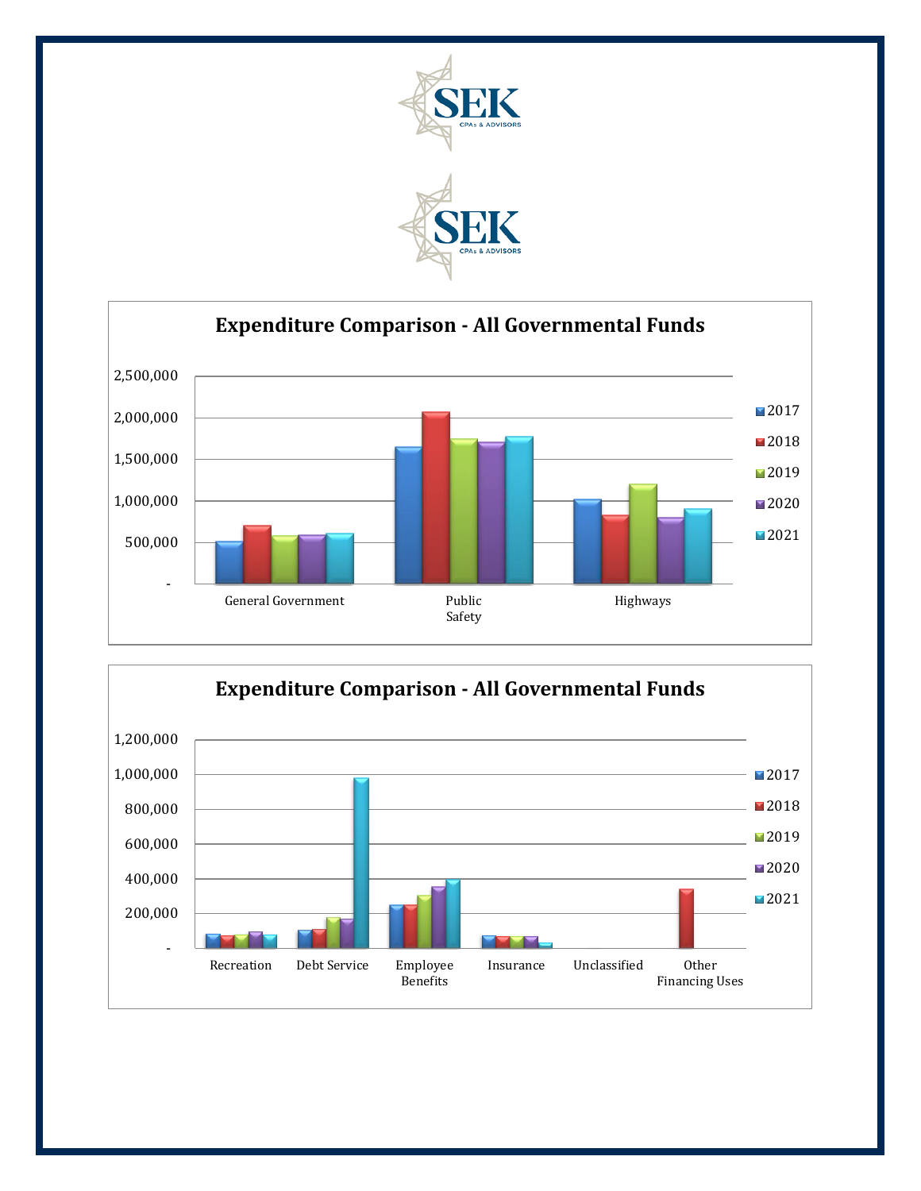# Expenditure Comparison - All Governmental Funds

2,500,000
2,000,000
1,500,000
1,000,000
500,000
-

General Government | Public Safety | Highways

2017 | 2018 | 2019 | 2020 | 2021

# Expenditure Comparison - All Governmental Funds

1,200,000
1,000,000
800,000
600,000
400,000
200,000
-

Recreation | Debt Service | Employee Benefits | Insurance | Unclassified | Other Financing Uses

2017 | 2018 | 2019 | 2020 | 2021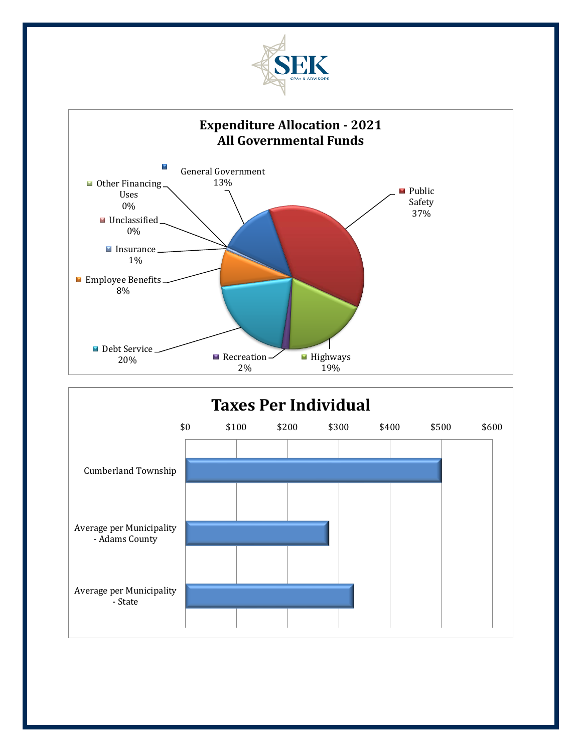## Expenditure Allocation - 2021
## All Governmental Funds

| Category | Percentage |
|---|---|
| General Government | 13% |
| Public Safety | 37% |
| Highways | 19% |
| Recreation | 2% |
| Debt Service | 20% |
| Employee Benefits | 8% |
| Insurance | 1% |
| Unclassified | 0% |
| Other Financing Uses | 0% |

## Taxes Per Individual

Chart categories: Cumberland Township; Average per Municipality - Adams County; Average per Municipality - State

Axis: $0, $100, $200, $300, $400, $500, $600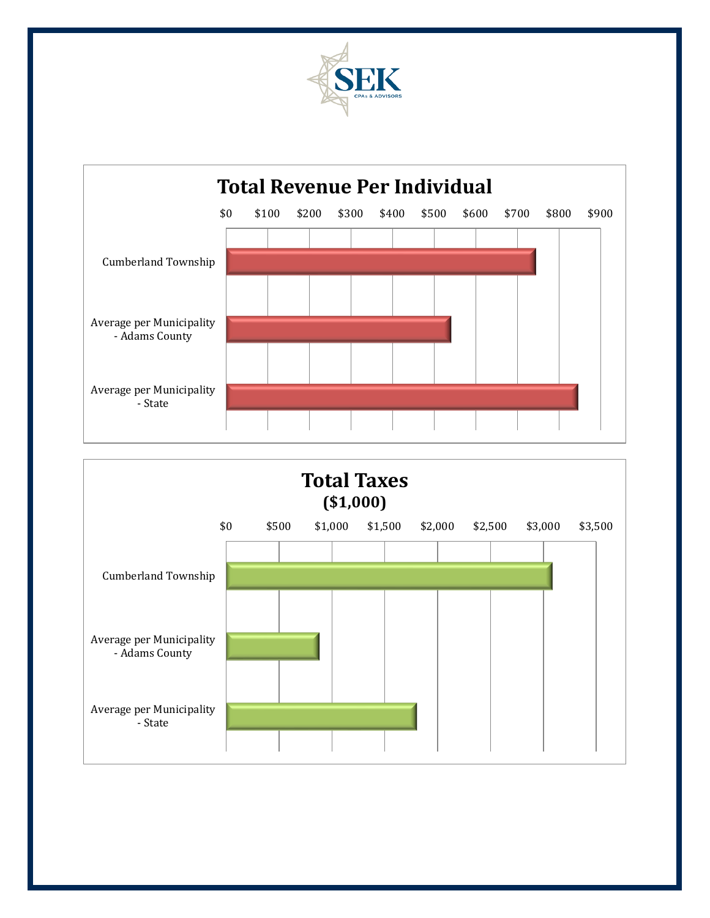## Total Revenue Per Individual

$0 $100 $200 $300 $400 $500 $600 $700 $800 $900

Cumberland Township

Average per Municipality - Adams County

Average per Municipality - State

## Total Taxes
### ($1,000)

$0 $500 $1,000 $1,500 $2,000 $2,500 $3,000 $3,500

Cumberland Township

Average per Municipality - Adams County

Average per Municipality - State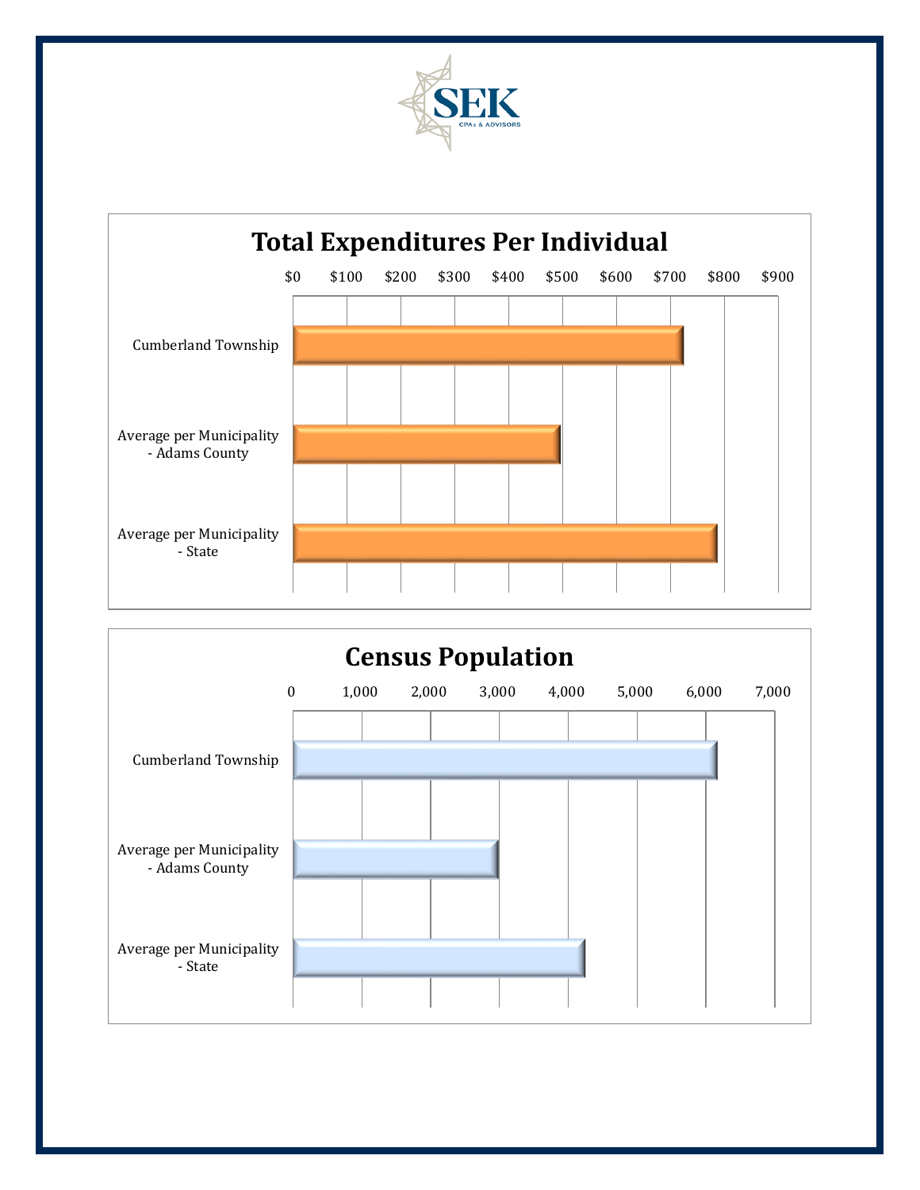SEK

CPAs & ADVISORS

## Total Expenditures Per Individual

$0 $100 $200 $300 $400 $500 $600 $700 $800 $900

Cumberland Township

Average per Municipality - Adams County

Average per Municipality - State

## Census Population

0 1,000 2,000 3,000 4,000 5,000 6,000 7,000

Cumberland Township

Average per Municipality - Adams County

Average per Municipality - State